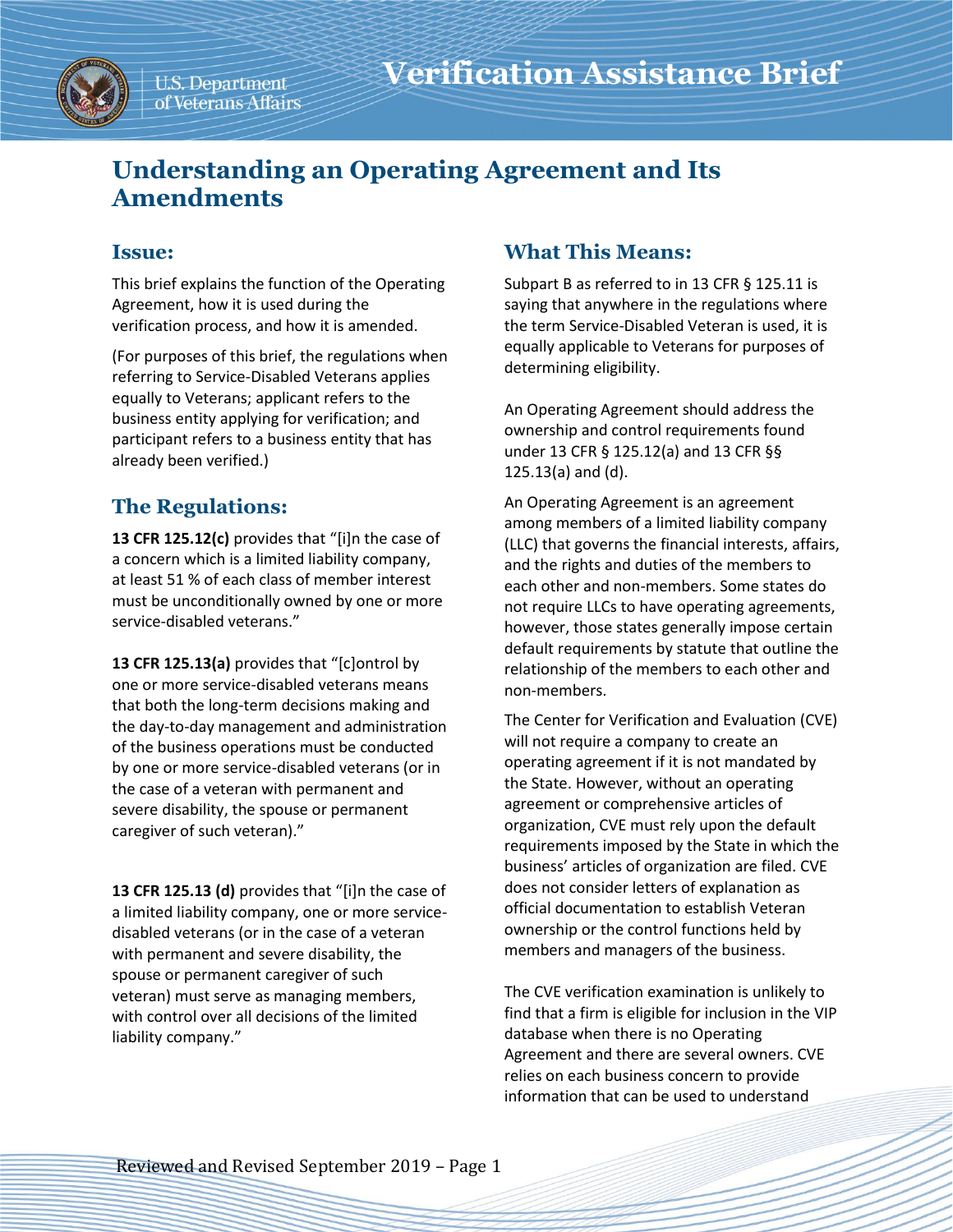# Verification Assistance Brief

## Understanding an Operating Agreement and Its Amendments

### Issue:

This brief explains the function of the Operating Agreement, how it is used during the verification process, and how it is amended.

(For purposes of this brief, the regulations when referring to Service-Disabled Veterans applies equally to Veterans; applicant refers to the business entity applying for verification; and participant refers to a business entity that has already been verified.)

### The Regulations:

**13 CFR 125.12(c)** provides that "[i]n the case of a concern which is a limited liability company, at least 51 % of each class of member interest must be unconditionally owned by one or more service-disabled veterans."

**13 CFR 125.13(a)** provides that "[c]ontrol by one or more service-disabled veterans means that both the long-term decisions making and the day-to-day management and administration of the business operations must be conducted by one or more service-disabled veterans (or in the case of a veteran with permanent and severe disability, the spouse or permanent caregiver of such veteran)."

**13 CFR 125.13 (d)** provides that "[i]n the case of a limited liability company, one or more service-disabled veterans (or in the case of a veteran with permanent and severe disability, the spouse or permanent caregiver of such veteran) must serve as managing members, with control over all decisions of the limited liability company."

### What This Means:

Subpart B as referred to in 13 CFR § 125.11 is saying that anywhere in the regulations where the term Service-Disabled Veteran is used, it is equally applicable to Veterans for purposes of determining eligibility.

An Operating Agreement should address the ownership and control requirements found under 13 CFR § 125.12(a) and 13 CFR §§ 125.13(a) and (d).

An Operating Agreement is an agreement among members of a limited liability company (LLC) that governs the financial interests, affairs, and the rights and duties of the members to each other and non-members. Some states do not require LLCs to have operating agreements, however, those states generally impose certain default requirements by statute that outline the relationship of the members to each other and non-members.

The Center for Verification and Evaluation (CVE) will not require a company to create an operating agreement if it is not mandated by the State. However, without an operating agreement or comprehensive articles of organization, CVE must rely upon the default requirements imposed by the State in which the business' articles of organization are filed. CVE does not consider letters of explanation as official documentation to establish Veteran ownership or the control functions held by members and managers of the business.

The CVE verification examination is unlikely to find that a firm is eligible for inclusion in the VIP database when there is no Operating Agreement and there are several owners. CVE relies on each business concern to provide information that can be used to understand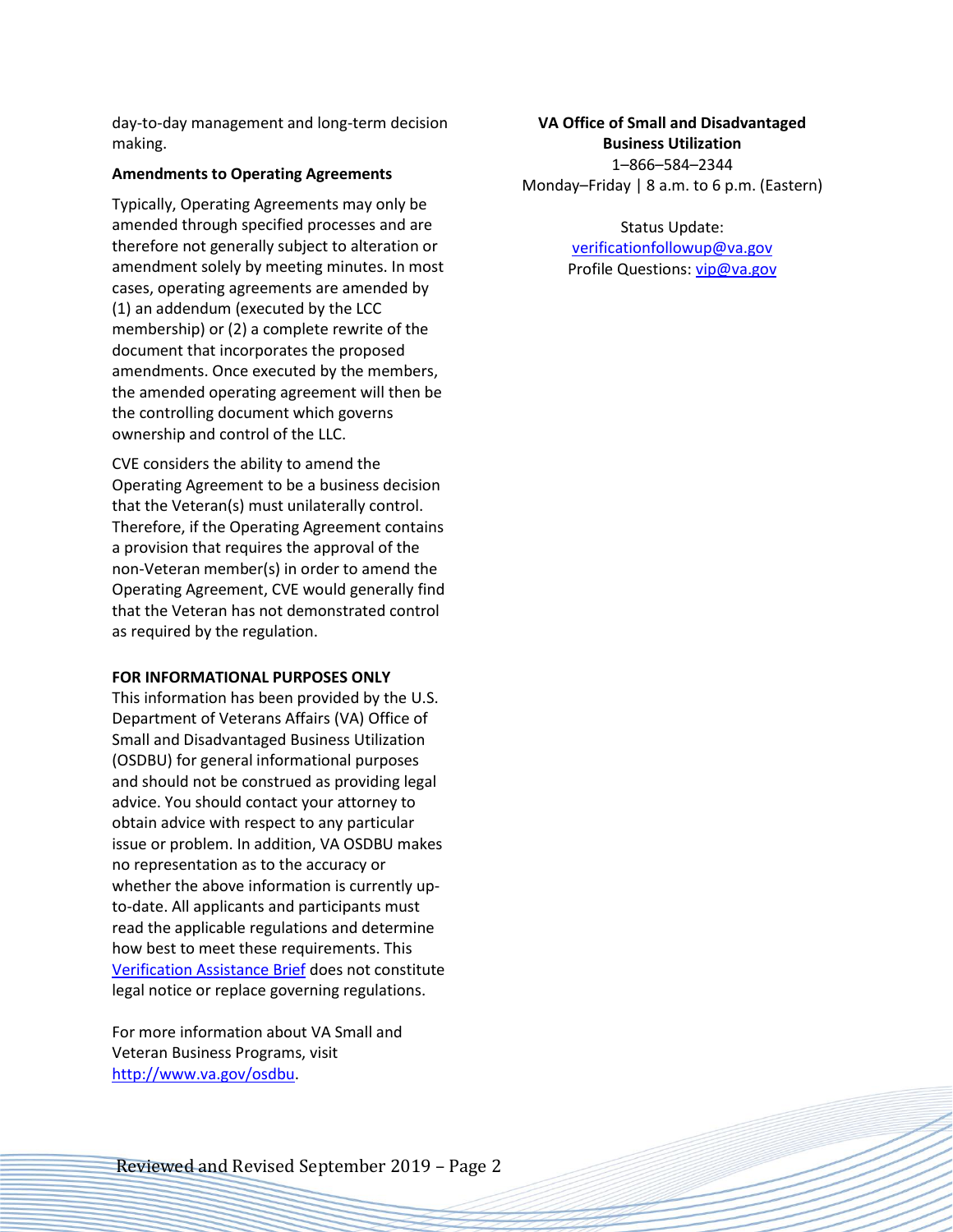day-to-day management and long-term decision making.

**Amendments to Operating Agreements**

Typically, Operating Agreements may only be amended through specified processes and are therefore not generally subject to alteration or amendment solely by meeting minutes. In most cases, operating agreements are amended by (1) an addendum (executed by the LCC membership) or (2) a complete rewrite of the document that incorporates the proposed amendments. Once executed by the members, the amended operating agreement will then be the controlling document which governs ownership and control of the LLC.

CVE considers the ability to amend the Operating Agreement to be a business decision that the Veteran(s) must unilaterally control. Therefore, if the Operating Agreement contains a provision that requires the approval of the non-Veteran member(s) in order to amend the Operating Agreement, CVE would generally find that the Veteran has not demonstrated control as required by the regulation.

**FOR INFORMATIONAL PURPOSES ONLY**
This information has been provided by the U.S. Department of Veterans Affairs (VA) Office of Small and Disadvantaged Business Utilization (OSDBU) for general informational purposes and should not be construed as providing legal advice. You should contact your attorney to obtain advice with respect to any particular issue or problem. In addition, VA OSDBU makes no representation as to the accuracy or whether the above information is currently up-to-date. All applicants and participants must read the applicable regulations and determine how best to meet these requirements. This [Verification Assistance Brief]() does not constitute legal notice or replace governing regulations.

For more information about VA Small and Veteran Business Programs, visit [http://www.va.gov/osdbu](http://www.va.gov/osdbu).

**VA Office of Small and Disadvantaged Business Utilization**
1–866–584–2344
Monday–Friday | 8 a.m. to 6 p.m. (Eastern)

Status Update: [verificationfollowup@va.gov](mailto:verificationfollowup@va.gov)
Profile Questions: [vip@va.gov](mailto:vip@va.gov)